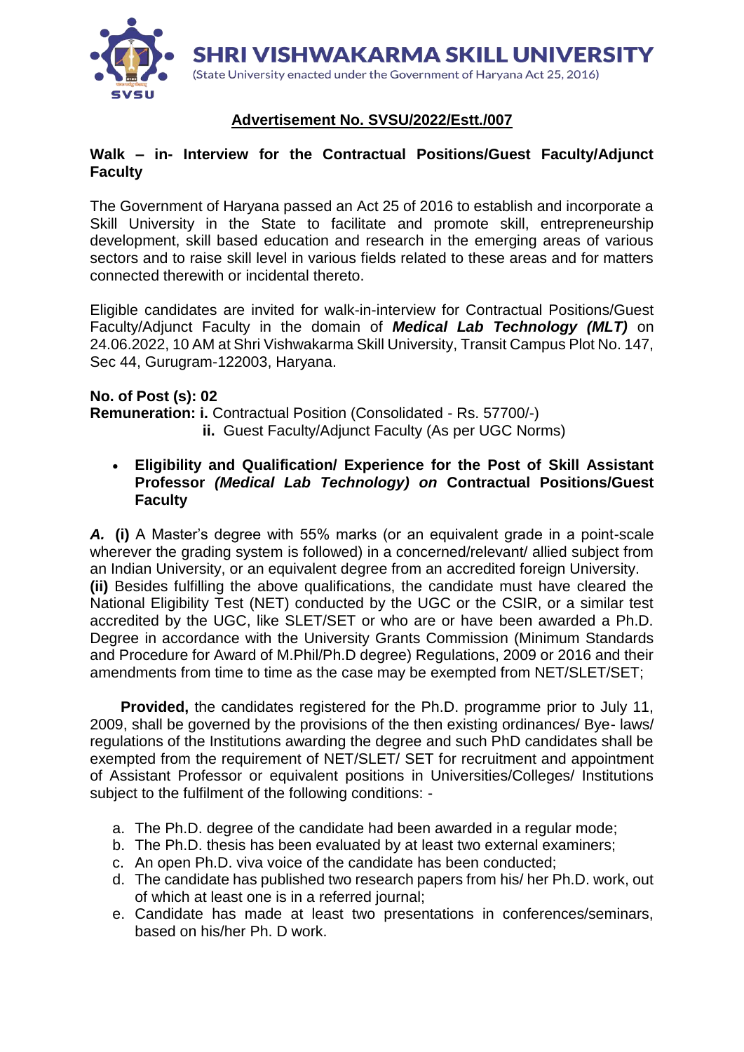# SHRI VISHWAKARMA SKILL UNIVERSITY

(State University enacted under the Government of Haryana Act 25, 2016)

## Advertisement No. SVSU/2022/Estt./007

### Walk – in- Interview for the Contractual Positions/Guest Faculty/Adjunct Faculty

The Government of Haryana passed an Act 25 of 2016 to establish and incorporate a Skill University in the State to facilitate and promote skill, entrepreneurship development, skill based education and research in the emerging areas of various sectors and to raise skill level in various fields related to these areas and for matters connected therewith or incidental thereto.

Eligible candidates are invited for walk-in-interview for Contractual Positions/Guest Faculty/Adjunct Faculty in the domain of ***Medical Lab Technology (MLT)*** on 24.06.2022, 10 AM at Shri Vishwakarma Skill University, Transit Campus Plot No. 147, Sec 44, Gurugram-122003, Haryana.

**No. of Post (s): 02**

**Remuneration: i.** Contractual Position (Consolidated - Rs. 57700/-)
**ii.** Guest Faculty/Adjunct Faculty (As per UGC Norms)

- **Eligibility and Qualification/ Experience for the Post of Skill Assistant Professor *(Medical Lab Technology) on* Contractual Positions/Guest Faculty**

***A.*** **(i)** A Master's degree with 55% marks (or an equivalent grade in a point-scale wherever the grading system is followed) in a concerned/relevant/ allied subject from an Indian University, or an equivalent degree from an accredited foreign University.
**(ii)** Besides fulfilling the above qualifications, the candidate must have cleared the National Eligibility Test (NET) conducted by the UGC or the CSIR, or a similar test accredited by the UGC, like SLET/SET or who are or have been awarded a Ph.D. Degree in accordance with the University Grants Commission (Minimum Standards and Procedure for Award of M.Phil/Ph.D degree) Regulations, 2009 or 2016 and their amendments from time to time as the case may be exempted from NET/SLET/SET;

**Provided,** the candidates registered for the Ph.D. programme prior to July 11, 2009, shall be governed by the provisions of the then existing ordinances/ Bye- laws/ regulations of the Institutions awarding the degree and such PhD candidates shall be exempted from the requirement of NET/SLET/ SET for recruitment and appointment of Assistant Professor or equivalent positions in Universities/Colleges/ Institutions subject to the fulfilment of the following conditions: -

a. The Ph.D. degree of the candidate had been awarded in a regular mode;
b. The Ph.D. thesis has been evaluated by at least two external examiners;
c. An open Ph.D. viva voice of the candidate has been conducted;
d. The candidate has published two research papers from his/ her Ph.D. work, out of which at least one is in a referred journal;
e. Candidate has made at least two presentations in conferences/seminars, based on his/her Ph. D work.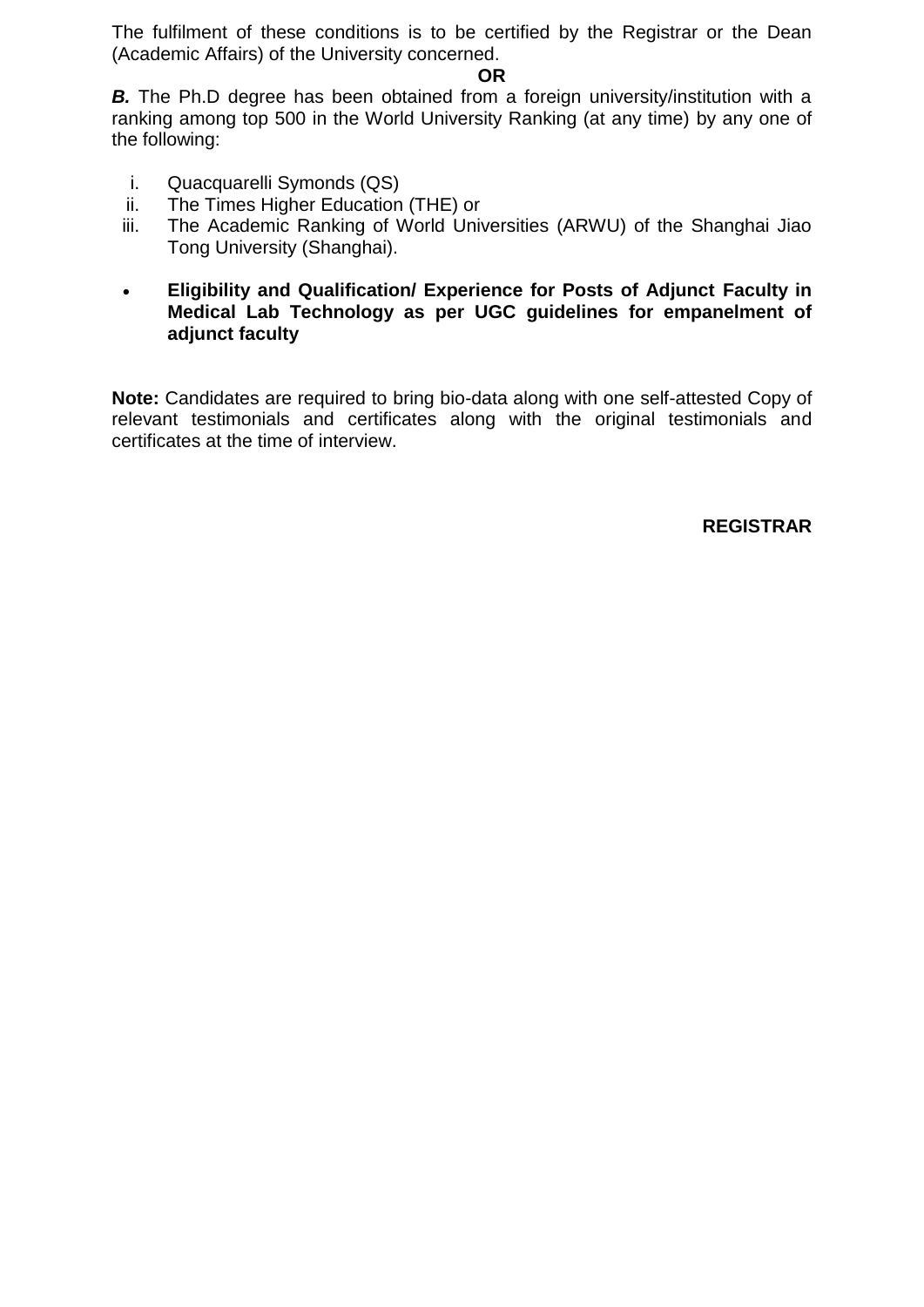The fulfilment of these conditions is to be certified by the Registrar or the Dean (Academic Affairs) of the University concerned.

**OR**

***B.*** The Ph.D degree has been obtained from a foreign university/institution with a ranking among top 500 in the World University Ranking (at any time) by any one of the following:

i. Quacquarelli Symonds (QS)
ii. The Times Higher Education (THE) or
iii. The Academic Ranking of World Universities (ARWU) of the Shanghai Jiao Tong University (Shanghai).

- **Eligibility and Qualification/ Experience for Posts of Adjunct Faculty in Medical Lab Technology as per UGC guidelines for empanelment of adjunct faculty**

**Note:** Candidates are required to bring bio-data along with one self-attested Copy of relevant testimonials and certificates along with the original testimonials and certificates at the time of interview.

**REGISTRAR**